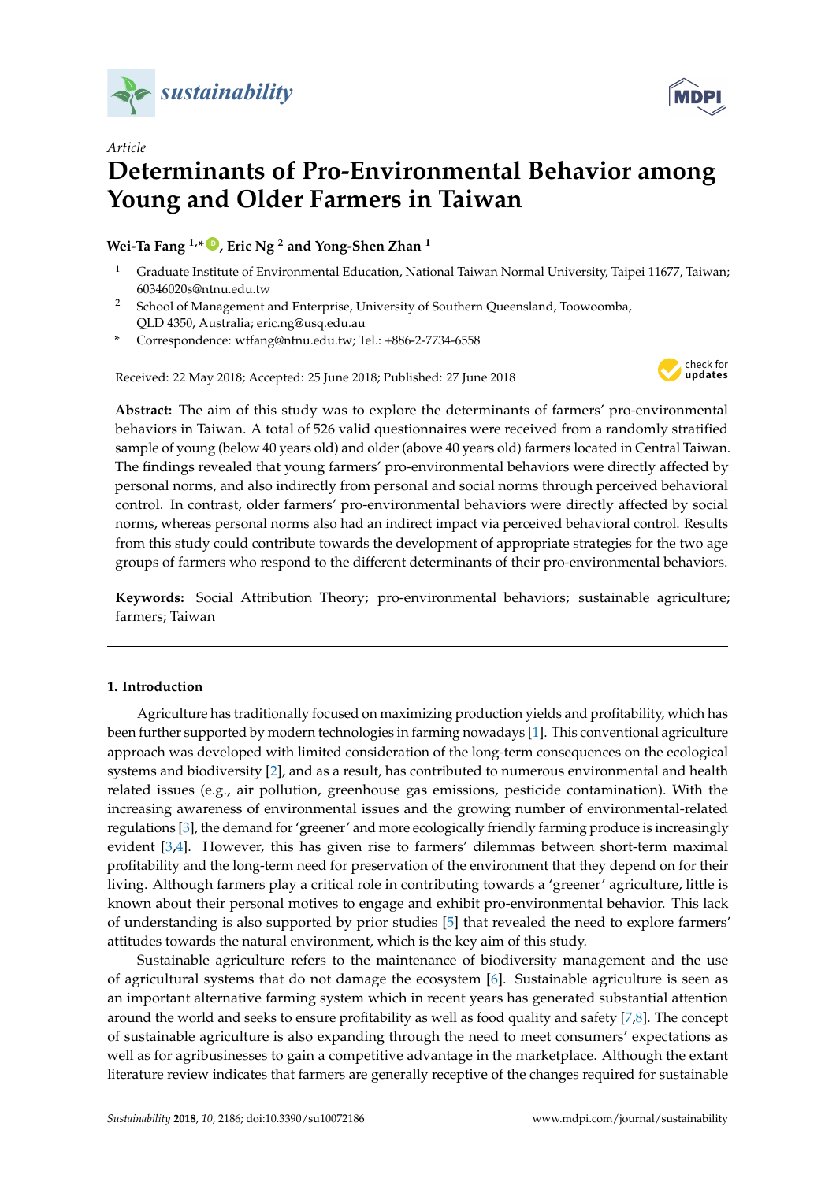*Article*

# Determinants of Pro-Environmental Behavior among Young and Older Farmers in Taiwan

**Wei-Ta Fang [1,*], Eric Ng [2] and Yong-Shen Zhan [1]**

[1] Graduate Institute of Environmental Education, National Taiwan Normal University, Taipei 11677, Taiwan; 60346020s@ntnu.edu.tw

[2] School of Management and Enterprise, University of Southern Queensland, Toowoomba, QLD 4350, Australia; eric.ng@usq.edu.au

\* Correspondence: wtfang@ntnu.edu.tw; Tel.: +886-2-7734-6558

Received: 22 May 2018; Accepted: 25 June 2018; Published: 27 June 2018

**Abstract:** The aim of this study was to explore the determinants of farmers' pro-environmental behaviors in Taiwan. A total of 526 valid questionnaires were received from a randomly stratified sample of young (below 40 years old) and older (above 40 years old) farmers located in Central Taiwan. The findings revealed that young farmers' pro-environmental behaviors were directly affected by personal norms, and also indirectly from personal and social norms through perceived behavioral control. In contrast, older farmers' pro-environmental behaviors were directly affected by social norms, whereas personal norms also had an indirect impact via perceived behavioral control. Results from this study could contribute towards the development of appropriate strategies for the two age groups of farmers who respond to the different determinants of their pro-environmental behaviors.

**Keywords:** Social Attribution Theory; pro-environmental behaviors; sustainable agriculture; farmers; Taiwan

## 1. Introduction

Agriculture has traditionally focused on maximizing production yields and profitability, which has been further supported by modern technologies in farming nowadays [1]. This conventional agriculture approach was developed with limited consideration of the long-term consequences on the ecological systems and biodiversity [2], and as a result, has contributed to numerous environmental and health related issues (e.g., air pollution, greenhouse gas emissions, pesticide contamination). With the increasing awareness of environmental issues and the growing number of environmental-related regulations [3], the demand for 'greener' and more ecologically friendly farming produce is increasingly evident [3,4]. However, this has given rise to farmers' dilemmas between short-term maximal profitability and the long-term need for preservation of the environment that they depend on for their living. Although farmers play a critical role in contributing towards a 'greener' agriculture, little is known about their personal motives to engage and exhibit pro-environmental behavior. This lack of understanding is also supported by prior studies [5] that revealed the need to explore farmers' attitudes towards the natural environment, which is the key aim of this study.

Sustainable agriculture refers to the maintenance of biodiversity management and the use of agricultural systems that do not damage the ecosystem [6]. Sustainable agriculture is seen as an important alternative farming system which in recent years has generated substantial attention around the world and seeks to ensure profitability as well as food quality and safety [7,8]. The concept of sustainable agriculture is also expanding through the need to meet consumers' expectations as well as for agribusinesses to gain a competitive advantage in the marketplace. Although the extant literature review indicates that farmers are generally receptive of the changes required for sustainable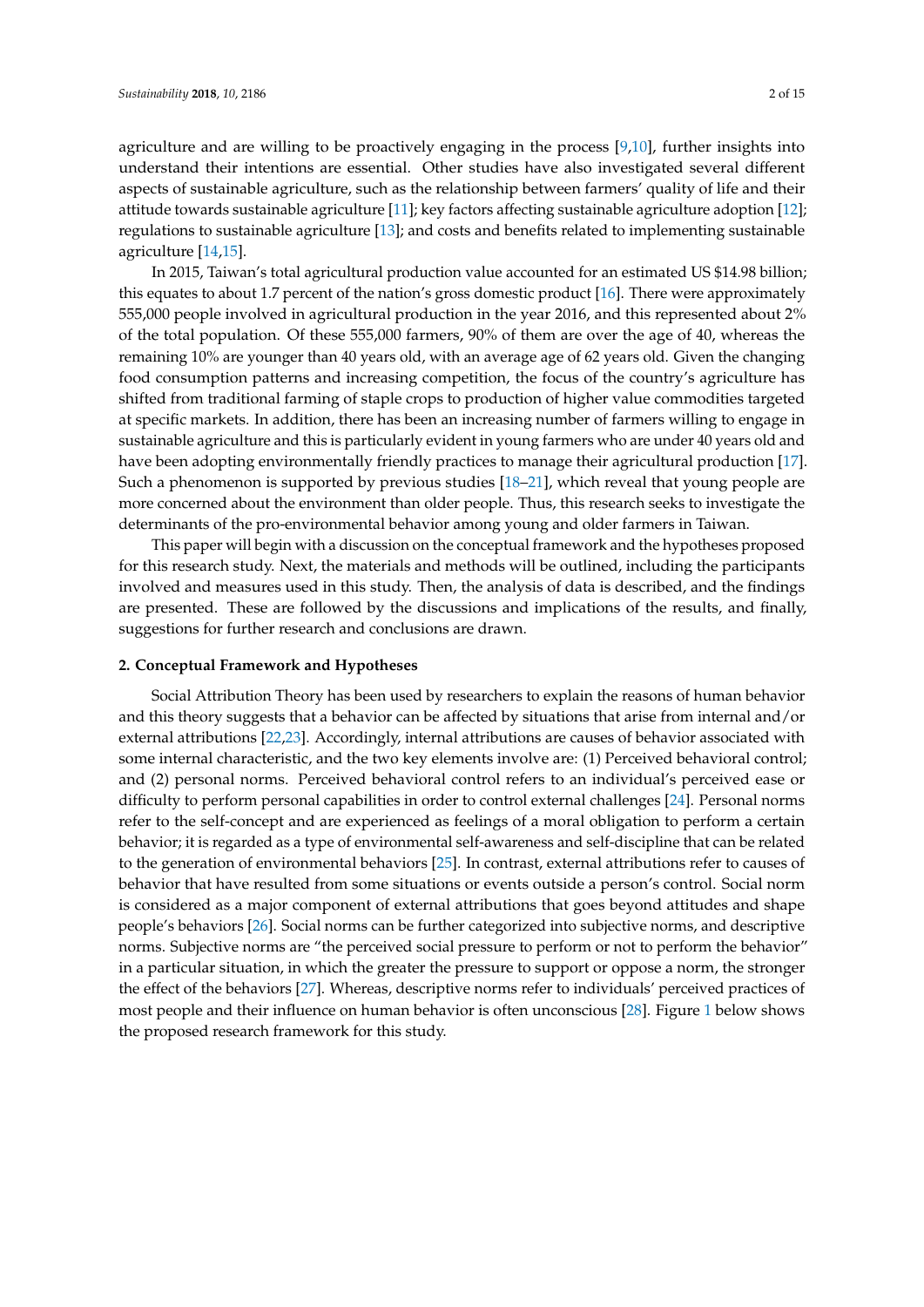agriculture and are willing to be proactively engaging in the process [9,10], further insights into understand their intentions are essential. Other studies have also investigated several different aspects of sustainable agriculture, such as the relationship between farmers' quality of life and their attitude towards sustainable agriculture [11]; key factors affecting sustainable agriculture adoption [12]; regulations to sustainable agriculture [13]; and costs and benefits related to implementing sustainable agriculture [14,15].

In 2015, Taiwan's total agricultural production value accounted for an estimated US $14.98 billion; this equates to about 1.7 percent of the nation's gross domestic product [16]. There were approximately 555,000 people involved in agricultural production in the year 2016, and this represented about 2% of the total population. Of these 555,000 farmers, 90% of them are over the age of 40, whereas the remaining 10% are younger than 40 years old, with an average age of 62 years old. Given the changing food consumption patterns and increasing competition, the focus of the country's agriculture has shifted from traditional farming of staple crops to production of higher value commodities targeted at specific markets. In addition, there has been an increasing number of farmers willing to engage in sustainable agriculture and this is particularly evident in young farmers who are under 40 years old and have been adopting environmentally friendly practices to manage their agricultural production [17]. Such a phenomenon is supported by previous studies [18–21], which reveal that young people are more concerned about the environment than older people. Thus, this research seeks to investigate the determinants of the pro-environmental behavior among young and older farmers in Taiwan.

This paper will begin with a discussion on the conceptual framework and the hypotheses proposed for this research study. Next, the materials and methods will be outlined, including the participants involved and measures used in this study. Then, the analysis of data is described, and the findings are presented. These are followed by the discussions and implications of the results, and finally, suggestions for further research and conclusions are drawn.

## 2. Conceptual Framework and Hypotheses

Social Attribution Theory has been used by researchers to explain the reasons of human behavior and this theory suggests that a behavior can be affected by situations that arise from internal and/or external attributions [22,23]. Accordingly, internal attributions are causes of behavior associated with some internal characteristic, and the two key elements involve are: (1) Perceived behavioral control; and (2) personal norms. Perceived behavioral control refers to an individual's perceived ease or difficulty to perform personal capabilities in order to control external challenges [24]. Personal norms refer to the self-concept and are experienced as feelings of a moral obligation to perform a certain behavior; it is regarded as a type of environmental self-awareness and self-discipline that can be related to the generation of environmental behaviors [25]. In contrast, external attributions refer to causes of behavior that have resulted from some situations or events outside a person's control. Social norm is considered as a major component of external attributions that goes beyond attitudes and shape people's behaviors [26]. Social norms can be further categorized into subjective norms, and descriptive norms. Subjective norms are "the perceived social pressure to perform or not to perform the behavior" in a particular situation, in which the greater the pressure to support or oppose a norm, the stronger the effect of the behaviors [27]. Whereas, descriptive norms refer to individuals' perceived practices of most people and their influence on human behavior is often unconscious [28]. Figure 1 below shows the proposed research framework for this study.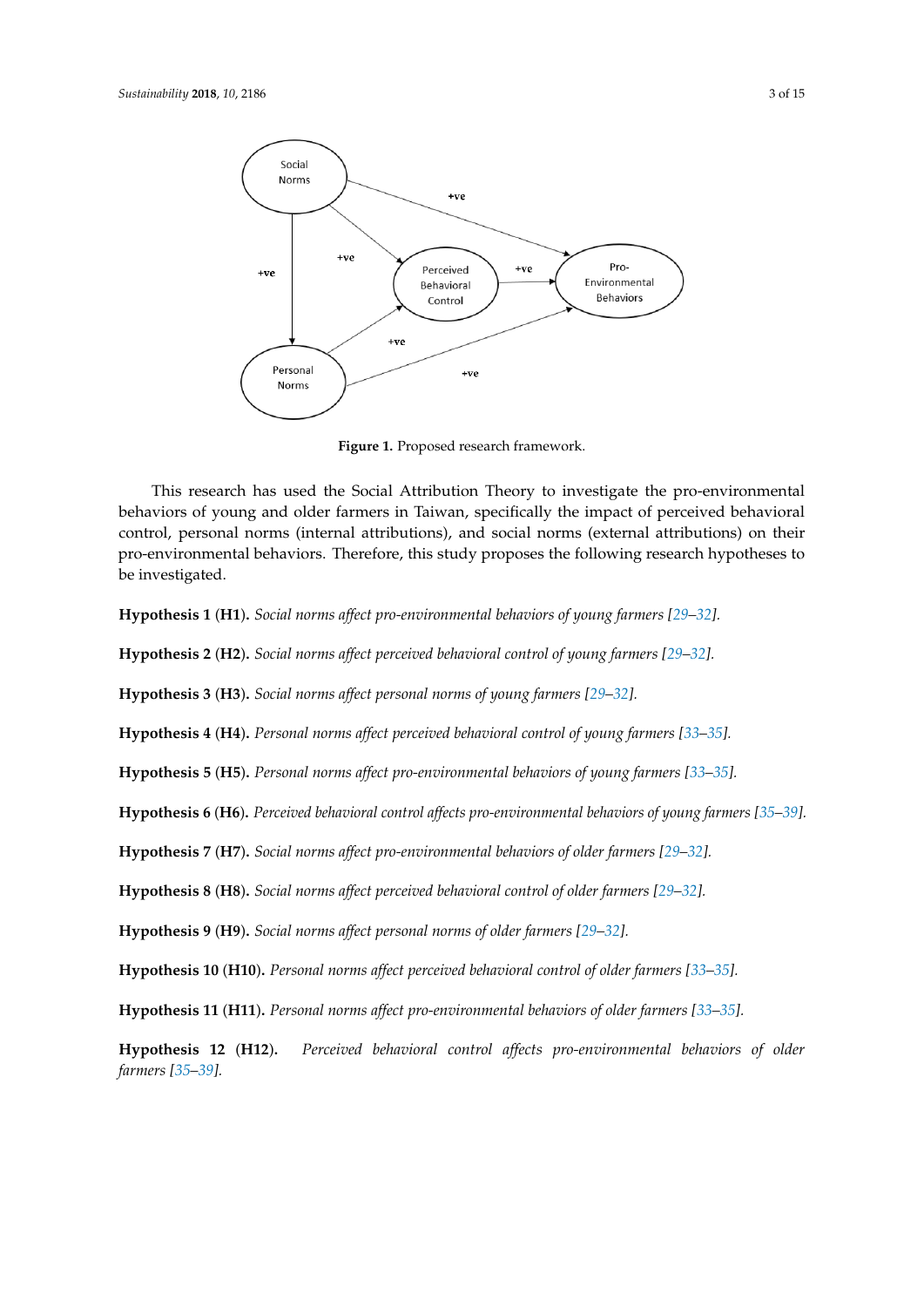**Figure 1.** Proposed research framework.

This research has used the Social Attribution Theory to investigate the pro-environmental behaviors of young and older farmers in Taiwan, specifically the impact of perceived behavioral control, personal norms (internal attributions), and social norms (external attributions) on their pro-environmental behaviors. Therefore, this study proposes the following research hypotheses to be investigated.

**Hypothesis 1** (**H1**). *Social norms affect pro-environmental behaviors of young farmers [29–32].*

**Hypothesis 2** (**H2**). *Social norms affect perceived behavioral control of young farmers [29–32].*

**Hypothesis 3** (**H3**). *Social norms affect personal norms of young farmers [29–32].*

**Hypothesis 4** (**H4**). *Personal norms affect perceived behavioral control of young farmers [33–35].*

**Hypothesis 5** (**H5**). *Personal norms affect pro-environmental behaviors of young farmers [33–35].*

**Hypothesis 6** (**H6**). *Perceived behavioral control affects pro-environmental behaviors of young farmers [35–39].*

**Hypothesis 7** (**H7**). *Social norms affect pro-environmental behaviors of older farmers [29–32].*

**Hypothesis 8** (**H8**). *Social norms affect perceived behavioral control of older farmers [29–32].*

**Hypothesis 9** (**H9**). *Social norms affect personal norms of older farmers [29–32].*

**Hypothesis 10** (**H10**). *Personal norms affect perceived behavioral control of older farmers [33–35].*

**Hypothesis 11** (**H11**). *Personal norms affect pro-environmental behaviors of older farmers [33–35].*

**Hypothesis 12** (**H12**). *Perceived behavioral control affects pro-environmental behaviors of older farmers [35–39].*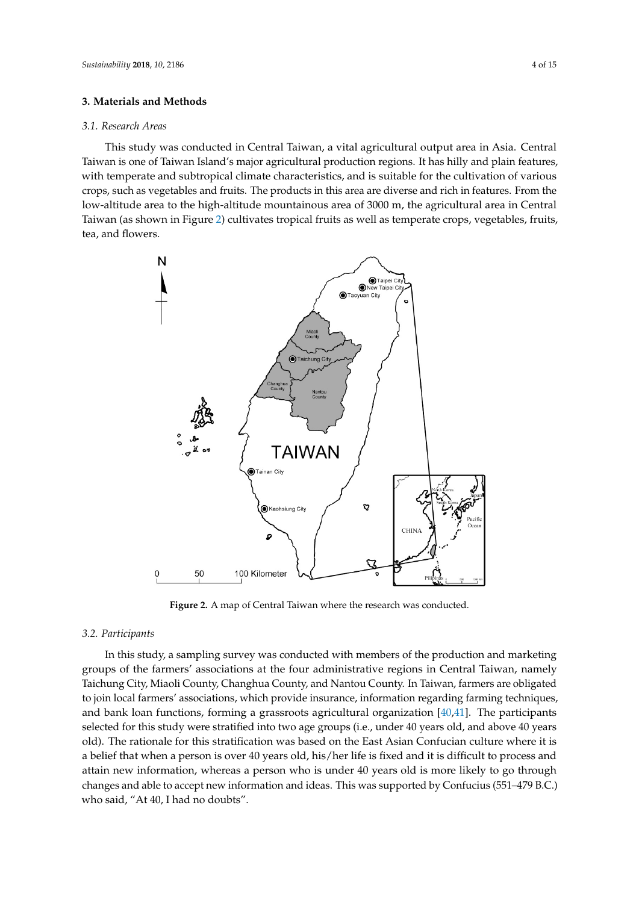## 3. Materials and Methods

### 3.1. Research Areas

This study was conducted in Central Taiwan, a vital agricultural output area in Asia. Central Taiwan is one of Taiwan Island's major agricultural production regions. It has hilly and plain features, with temperate and subtropical climate characteristics, and is suitable for the cultivation of various crops, such as vegetables and fruits. The products in this area are diverse and rich in features. From the low-altitude area to the high-altitude mountainous area of 3000 m, the agricultural area in Central Taiwan (as shown in Figure 2) cultivates tropical fruits as well as temperate crops, vegetables, fruits, tea, and flowers.

**Figure 2.** A map of Central Taiwan where the research was conducted.

### 3.2. Participants

In this study, a sampling survey was conducted with members of the production and marketing groups of the farmers' associations at the four administrative regions in Central Taiwan, namely Taichung City, Miaoli County, Changhua County, and Nantou County. In Taiwan, farmers are obligated to join local farmers' associations, which provide insurance, information regarding farming techniques, and bank loan functions, forming a grassroots agricultural organization [40,41]. The participants selected for this study were stratified into two age groups (i.e., under 40 years old, and above 40 years old). The rationale for this stratification was based on the East Asian Confucian culture where it is a belief that when a person is over 40 years old, his/her life is fixed and it is difficult to process and attain new information, whereas a person who is under 40 years old is more likely to go through changes and able to accept new information and ideas. This was supported by Confucius (551–479 B.C.) who said, "At 40, I had no doubts".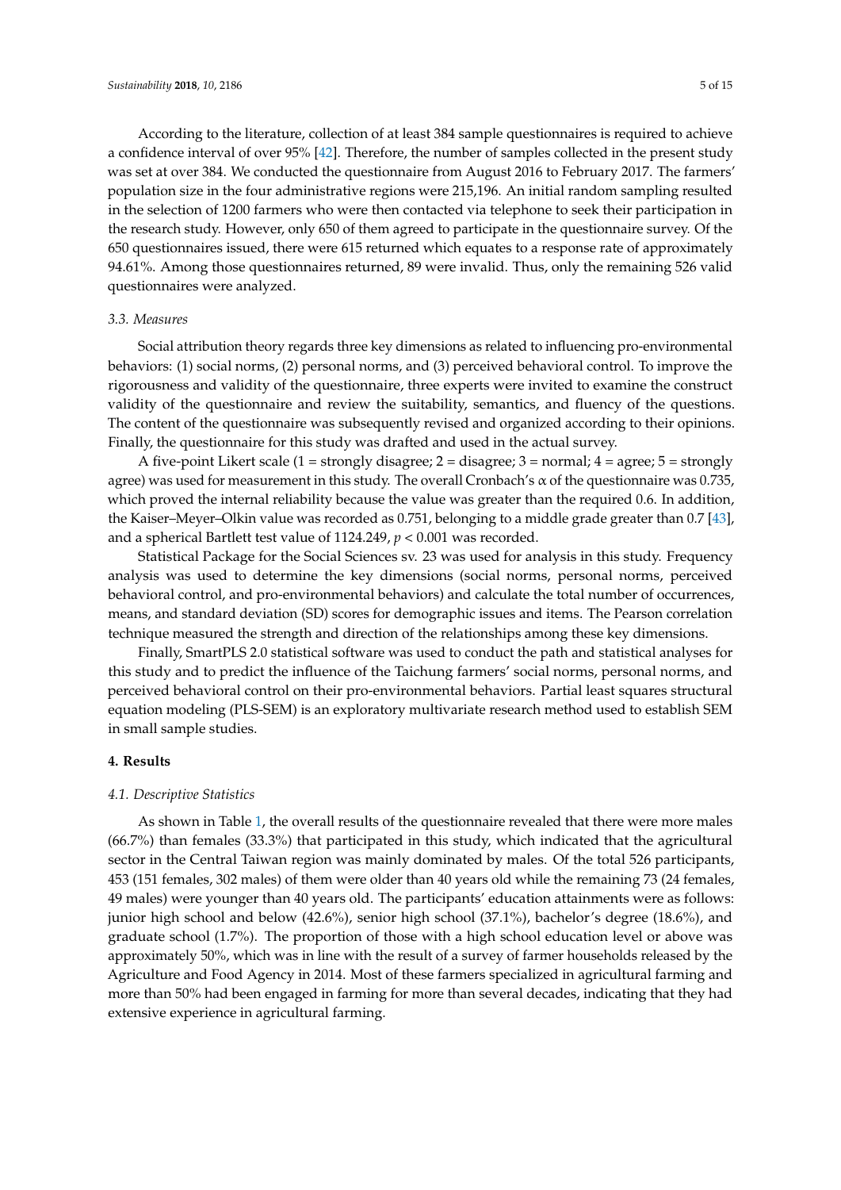According to the literature, collection of at least 384 sample questionnaires is required to achieve a confidence interval of over 95% [42]. Therefore, the number of samples collected in the present study was set at over 384. We conducted the questionnaire from August 2016 to February 2017. The farmers' population size in the four administrative regions were 215,196. An initial random sampling resulted in the selection of 1200 farmers who were then contacted via telephone to seek their participation in the research study. However, only 650 of them agreed to participate in the questionnaire survey. Of the 650 questionnaires issued, there were 615 returned which equates to a response rate of approximately 94.61%. Among those questionnaires returned, 89 were invalid. Thus, only the remaining 526 valid questionnaires were analyzed.

### *3.3. Measures*

Social attribution theory regards three key dimensions as related to influencing pro-environmental behaviors: (1) social norms, (2) personal norms, and (3) perceived behavioral control. To improve the rigorousness and validity of the questionnaire, three experts were invited to examine the construct validity of the questionnaire and review the suitability, semantics, and fluency of the questions. The content of the questionnaire was subsequently revised and organized according to their opinions. Finally, the questionnaire for this study was drafted and used in the actual survey.

A five-point Likert scale (1 = strongly disagree; 2 = disagree; 3 = normal; 4 = agree; 5 = strongly agree) was used for measurement in this study. The overall Cronbach's α of the questionnaire was 0.735, which proved the internal reliability because the value was greater than the required 0.6. In addition, the Kaiser–Meyer–Olkin value was recorded as 0.751, belonging to a middle grade greater than 0.7 [43], and a spherical Bartlett test value of 1124.249, $p < 0.001$ was recorded.

Statistical Package for the Social Sciences sv. 23 was used for analysis in this study. Frequency analysis was used to determine the key dimensions (social norms, personal norms, perceived behavioral control, and pro-environmental behaviors) and calculate the total number of occurrences, means, and standard deviation (SD) scores for demographic issues and items. The Pearson correlation technique measured the strength and direction of the relationships among these key dimensions.

Finally, SmartPLS 2.0 statistical software was used to conduct the path and statistical analyses for this study and to predict the influence of the Taichung farmers' social norms, personal norms, and perceived behavioral control on their pro-environmental behaviors. Partial least squares structural equation modeling (PLS-SEM) is an exploratory multivariate research method used to establish SEM in small sample studies.

## **4. Results**

### *4.1. Descriptive Statistics*

As shown in Table 1, the overall results of the questionnaire revealed that there were more males (66.7%) than females (33.3%) that participated in this study, which indicated that the agricultural sector in the Central Taiwan region was mainly dominated by males. Of the total 526 participants, 453 (151 females, 302 males) of them were older than 40 years old while the remaining 73 (24 females, 49 males) were younger than 40 years old. The participants' education attainments were as follows: junior high school and below (42.6%), senior high school (37.1%), bachelor's degree (18.6%), and graduate school (1.7%). The proportion of those with a high school education level or above was approximately 50%, which was in line with the result of a survey of farmer households released by the Agriculture and Food Agency in 2014. Most of these farmers specialized in agricultural farming and more than 50% had been engaged in farming for more than several decades, indicating that they had extensive experience in agricultural farming.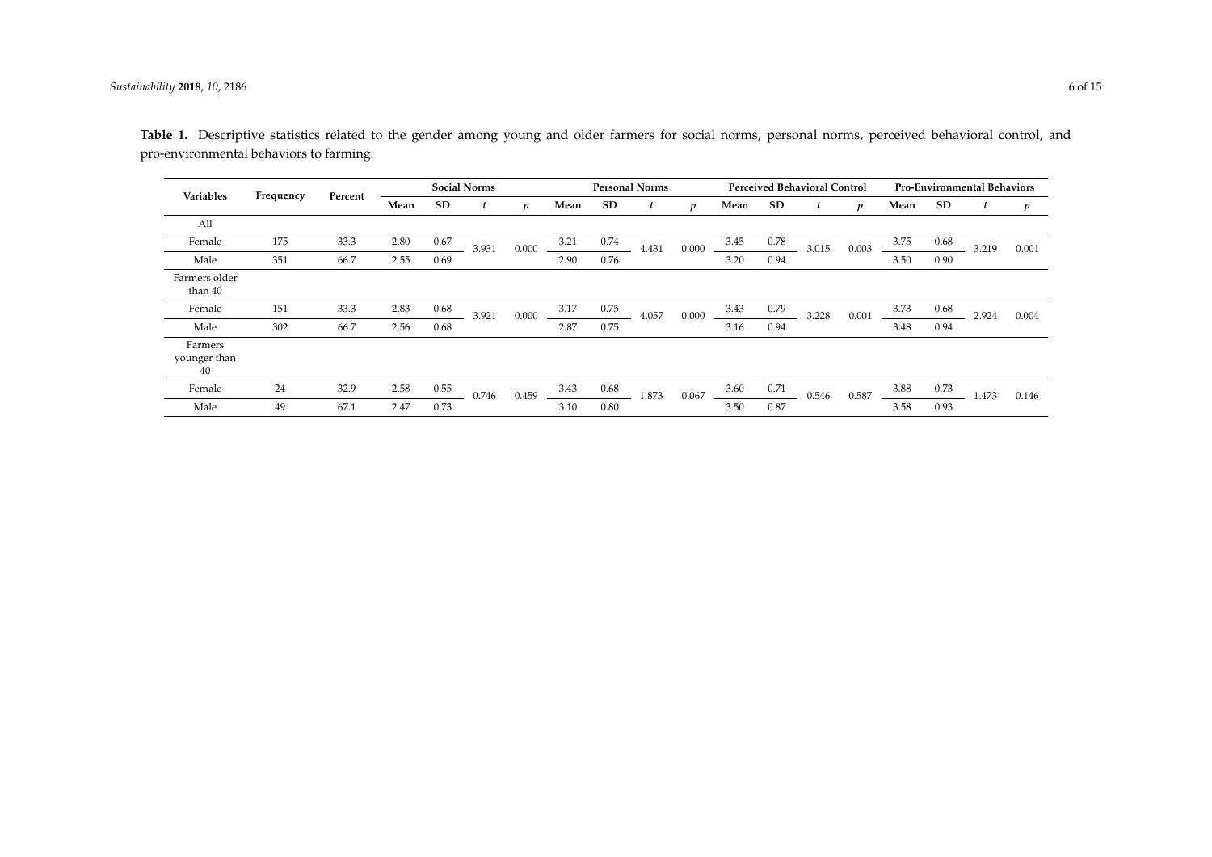**Table 1.** Descriptive statistics related to the gender among young and older farmers for social norms, personal norms, perceived behavioral control, and pro-environmental behaviors to farming.

| Variables | Frequency | Percent | Social Norms | | | | Personal Norms | | | | Perceived Behavioral Control | | | | Pro-Environmental Behaviors | | | |
|---|---|---|---|---|---|---|---|---|---|---|---|---|---|---|---|---|---|---|
| | | | Mean | SD | $t$ | $p$ | Mean | SD | $t$ | $p$ | Mean | SD | $t$ | $p$ | Mean | SD | $t$ | $p$ |
| All | | | | | | | | | | | | | | | | | | |
| Female | 175 | 33.3 | 2.80 | 0.67 | 3.931 | 0.000 | 3.21 | 0.74 | 4.431 | 0.000 | 3.45 | 0.78 | 3.015 | 0.003 | 3.75 | 0.68 | 3.219 | 0.001 |
| Male | 351 | 66.7 | 2.55 | 0.69 | | | 2.90 | 0.76 | | | 3.20 | 0.94 | | | 3.50 | 0.90 | | |
| Farmers older than 40 | | | | | | | | | | | | | | | | | | |
| Female | 151 | 33.3 | 2.83 | 0.68 | 3.921 | 0.000 | 3.17 | 0.75 | 4.057 | 0.000 | 3.43 | 0.79 | 3.228 | 0.001 | 3.73 | 0.68 | 2.924 | 0.004 |
| Male | 302 | 66.7 | 2.56 | 0.68 | | | 2.87 | 0.75 | | | 3.16 | 0.94 | | | 3.48 | 0.94 | | |
| Farmers younger than 40 | | | | | | | | | | | | | | | | | | |
| Female | 24 | 32.9 | 2.58 | 0.55 | 0.746 | 0.459 | 3.43 | 0.68 | 1.873 | 0.067 | 3.60 | 0.71 | 0.546 | 0.587 | 3.88 | 0.73 | 1.473 | 0.146 |
| Male | 49 | 67.1 | 2.47 | 0.73 | | | 3.10 | 0.80 | | | 3.50 | 0.87 | | | 3.58 | 0.93 | | |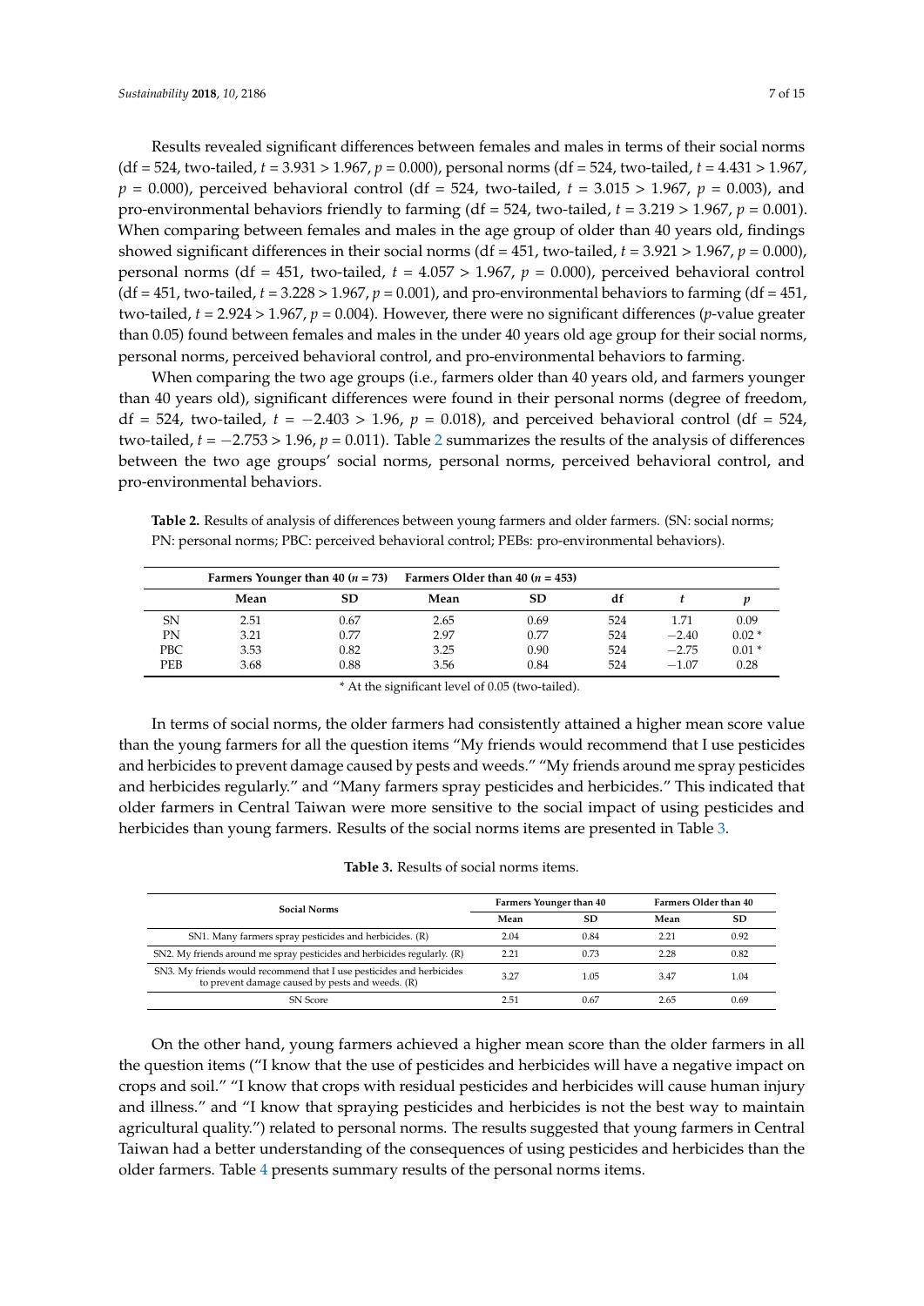Results revealed significant differences between females and males in terms of their social norms (df = 524, two-tailed, $t = 3.931 > 1.967$, $p = 0.000$), personal norms (df = 524, two-tailed, $t = 4.431 > 1.967$, $p = 0.000$), perceived behavioral control (df = 524, two-tailed, $t = 3.015 > 1.967$, $p = 0.003$), and pro-environmental behaviors friendly to farming (df = 524, two-tailed, $t = 3.219 > 1.967$, $p = 0.001$). When comparing between females and males in the age group of older than 40 years old, findings showed significant differences in their social norms (df = 451, two-tailed, $t = 3.921 > 1.967$, $p = 0.000$), personal norms (df = 451, two-tailed, $t = 4.057 > 1.967$, $p = 0.000$), perceived behavioral control (df = 451, two-tailed, $t = 3.228 > 1.967$, $p = 0.001$), and pro-environmental behaviors to farming (df = 451, two-tailed, $t = 2.924 > 1.967$, $p = 0.004$). However, there were no significant differences ($p$-value greater than 0.05) found between females and males in the under 40 years old age group for their social norms, personal norms, perceived behavioral control, and pro-environmental behaviors to farming.

When comparing the two age groups (i.e., farmers older than 40 years old, and farmers younger than 40 years old), significant differences were found in their personal norms (degree of freedom, df = 524, two-tailed, $t = -2.403 > 1.96$, $p = 0.018$), and perceived behavioral control (df = 524, two-tailed, $t = -2.753 > 1.96$, $p = 0.011$). Table 2 summarizes the results of the analysis of differences between the two age groups' social norms, personal norms, perceived behavioral control, and pro-environmental behaviors.

**Table 2.** Results of analysis of differences between young farmers and older farmers. (SN: social norms; PN: personal norms; PBC: perceived behavioral control; PEBs: pro-environmental behaviors).

| | Farmers Younger than 40 ($n = 73$) | | Farmers Older than 40 ($n = 453$) | | | | |
|---|---|---|---|---|---|---|---|
| | Mean | SD | Mean | SD | df | $t$ | $p$ |
| SN | 2.51 | 0.67 | 2.65 | 0.69 | 524 | 1.71 | 0.09 |
| PN | 3.21 | 0.77 | 2.97 | 0.77 | 524 | −2.40 | 0.02 * |
| PBC | 3.53 | 0.82 | 3.25 | 0.90 | 524 | −2.75 | 0.01 * |
| PEB | 3.68 | 0.88 | 3.56 | 0.84 | 524 | −1.07 | 0.28 |

\* At the significant level of 0.05 (two-tailed).

In terms of social norms, the older farmers had consistently attained a higher mean score value than the young farmers for all the question items "My friends would recommend that I use pesticides and herbicides to prevent damage caused by pests and weeds." "My friends around me spray pesticides and herbicides regularly." and "Many farmers spray pesticides and herbicides." This indicated that older farmers in Central Taiwan were more sensitive to the social impact of using pesticides and herbicides than young farmers. Results of the social norms items are presented in Table 3.

**Table 3.** Results of social norms items.

| Social Norms | Farmers Younger than 40 | | Farmers Older than 40 | |
|---|---|---|---|---|
| | Mean | SD | Mean | SD |
| SN1. Many farmers spray pesticides and herbicides. (R) | 2.04 | 0.84 | 2.21 | 0.92 |
| SN2. My friends around me spray pesticides and herbicides regularly. (R) | 2.21 | 0.73 | 2.28 | 0.82 |
| SN3. My friends would recommend that I use pesticides and herbicides to prevent damage caused by pests and weeds. (R) | 3.27 | 1.05 | 3.47 | 1.04 |
| SN Score | 2.51 | 0.67 | 2.65 | 0.69 |

On the other hand, young farmers achieved a higher mean score than the older farmers in all the question items ("I know that the use of pesticides and herbicides will have a negative impact on crops and soil." "I know that crops with residual pesticides and herbicides will cause human injury and illness." and "I know that spraying pesticides and herbicides is not the best way to maintain agricultural quality.") related to personal norms. The results suggested that young farmers in Central Taiwan had a better understanding of the consequences of using pesticides and herbicides than the older farmers. Table 4 presents summary results of the personal norms items.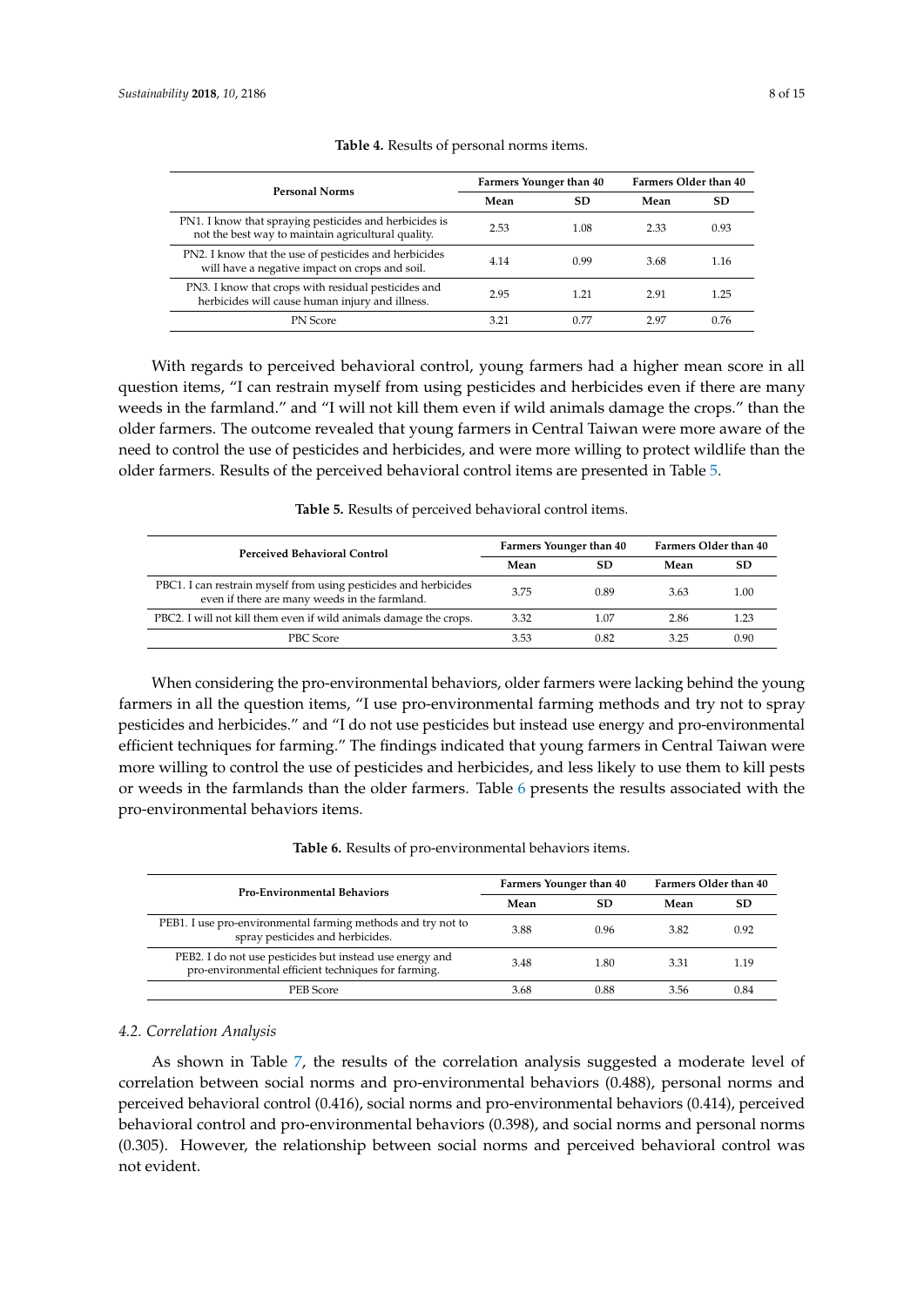**Table 4.** Results of personal norms items.

| Personal Norms | Farmers Younger than 40 | | Farmers Older than 40 | |
|---|---|---|---|---|
| | Mean | SD | Mean | SD |
| PN1. I know that spraying pesticides and herbicides is not the best way to maintain agricultural quality. | 2.53 | 1.08 | 2.33 | 0.93 |
| PN2. I know that the use of pesticides and herbicides will have a negative impact on crops and soil. | 4.14 | 0.99 | 3.68 | 1.16 |
| PN3. I know that crops with residual pesticides and herbicides will cause human injury and illness. | 2.95 | 1.21 | 2.91 | 1.25 |
| PN Score | 3.21 | 0.77 | 2.97 | 0.76 |

With regards to perceived behavioral control, young farmers had a higher mean score in all question items, "I can restrain myself from using pesticides and herbicides even if there are many weeds in the farmland." and "I will not kill them even if wild animals damage the crops." than the older farmers. The outcome revealed that young farmers in Central Taiwan were more aware of the need to control the use of pesticides and herbicides, and were more willing to protect wildlife than the older farmers. Results of the perceived behavioral control items are presented in Table 5.

**Table 5.** Results of perceived behavioral control items.

| Perceived Behavioral Control | Farmers Younger than 40 | | Farmers Older than 40 | |
|---|---|---|---|---|
| | Mean | SD | Mean | SD |
| PBC1. I can restrain myself from using pesticides and herbicides even if there are many weeds in the farmland. | 3.75 | 0.89 | 3.63 | 1.00 |
| PBC2. I will not kill them even if wild animals damage the crops. | 3.32 | 1.07 | 2.86 | 1.23 |
| PBC Score | 3.53 | 0.82 | 3.25 | 0.90 |

When considering the pro-environmental behaviors, older farmers were lacking behind the young farmers in all the question items, "I use pro-environmental farming methods and try not to spray pesticides and herbicides." and "I do not use pesticides but instead use energy and pro-environmental efficient techniques for farming." The findings indicated that young farmers in Central Taiwan were more willing to control the use of pesticides and herbicides, and less likely to use them to kill pests or weeds in the farmlands than the older farmers. Table 6 presents the results associated with the pro-environmental behaviors items.

**Table 6.** Results of pro-environmental behaviors items.

| Pro-Environmental Behaviors | Farmers Younger than 40 | | Farmers Older than 40 | |
|---|---|---|---|---|
| | Mean | SD | Mean | SD |
| PEB1. I use pro-environmental farming methods and try not to spray pesticides and herbicides. | 3.88 | 0.96 | 3.82 | 0.92 |
| PEB2. I do not use pesticides but instead use energy and pro-environmental efficient techniques for farming. | 3.48 | 1.80 | 3.31 | 1.19 |
| PEB Score | 3.68 | 0.88 | 3.56 | 0.84 |

### 4.2. Correlation Analysis

As shown in Table 7, the results of the correlation analysis suggested a moderate level of correlation between social norms and pro-environmental behaviors (0.488), personal norms and perceived behavioral control (0.416), social norms and pro-environmental behaviors (0.414), perceived behavioral control and pro-environmental behaviors (0.398), and social norms and personal norms (0.305). However, the relationship between social norms and perceived behavioral control was not evident.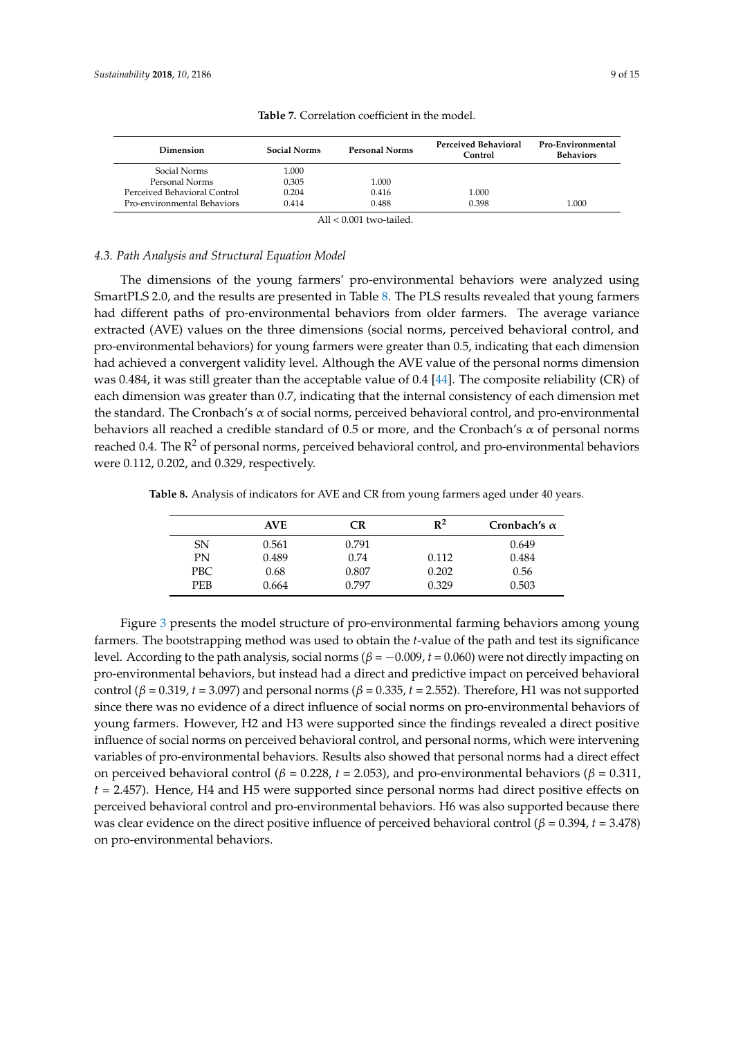**Table 7.** Correlation coefficient in the model.

| Dimension | Social Norms | Personal Norms | Perceived Behavioral Control | Pro-Environmental Behaviors |
|---|---|---|---|---|
| Social Norms | 1.000 | | | |
| Personal Norms | 0.305 | 1.000 | | |
| Perceived Behavioral Control | 0.204 | 0.416 | 1.000 | |
| Pro-environmental Behaviors | 0.414 | 0.488 | 0.398 | 1.000 |

All < 0.001 two-tailed.

### 4.3. Path Analysis and Structural Equation Model

The dimensions of the young farmers' pro-environmental behaviors were analyzed using SmartPLS 2.0, and the results are presented in Table 8. The PLS results revealed that young farmers had different paths of pro-environmental behaviors from older farmers. The average variance extracted (AVE) values on the three dimensions (social norms, perceived behavioral control, and pro-environmental behaviors) for young farmers were greater than 0.5, indicating that each dimension had achieved a convergent validity level. Although the AVE value of the personal norms dimension was 0.484, it was still greater than the acceptable value of 0.4 [44]. The composite reliability (CR) of each dimension was greater than 0.7, indicating that the internal consistency of each dimension met the standard. The Cronbach's α of social norms, perceived behavioral control, and pro-environmental behaviors all reached a credible standard of 0.5 or more, and the Cronbach's α of personal norms reached 0.4. The $R^2$ of personal norms, perceived behavioral control, and pro-environmental behaviors were 0.112, 0.202, and 0.329, respectively.

**Table 8.** Analysis of indicators for AVE and CR from young farmers aged under 40 years.

| | AVE | CR | $R^2$ | Cronbach's α |
|---|---|---|---|---|
| SN | 0.561 | 0.791 | | 0.649 |
| PN | 0.489 | 0.74 | 0.112 | 0.484 |
| PBC | 0.68 | 0.807 | 0.202 | 0.56 |
| PEB | 0.664 | 0.797 | 0.329 | 0.503 |

Figure 3 presents the model structure of pro-environmental farming behaviors among young farmers. The bootstrapping method was used to obtain the *t*-value of the path and test its significance level. According to the path analysis, social norms ($\beta = -0.009$, $t = 0.060$) were not directly impacting on pro-environmental behaviors, but instead had a direct and predictive impact on perceived behavioral control ($\beta = 0.319$, $t = 3.097$) and personal norms ($\beta = 0.335$, $t = 2.552$). Therefore, H1 was not supported since there was no evidence of a direct influence of social norms on pro-environmental behaviors of young farmers. However, H2 and H3 were supported since the findings revealed a direct positive influence of social norms on perceived behavioral control, and personal norms, which were intervening variables of pro-environmental behaviors. Results also showed that personal norms had a direct effect on perceived behavioral control ($\beta = 0.228$, $t = 2.053$), and pro-environmental behaviors ($\beta = 0.311$, $t = 2.457$). Hence, H4 and H5 were supported since personal norms had direct positive effects on perceived behavioral control and pro-environmental behaviors. H6 was also supported because there was clear evidence on the direct positive influence of perceived behavioral control ($\beta = 0.394$, $t = 3.478$) on pro-environmental behaviors.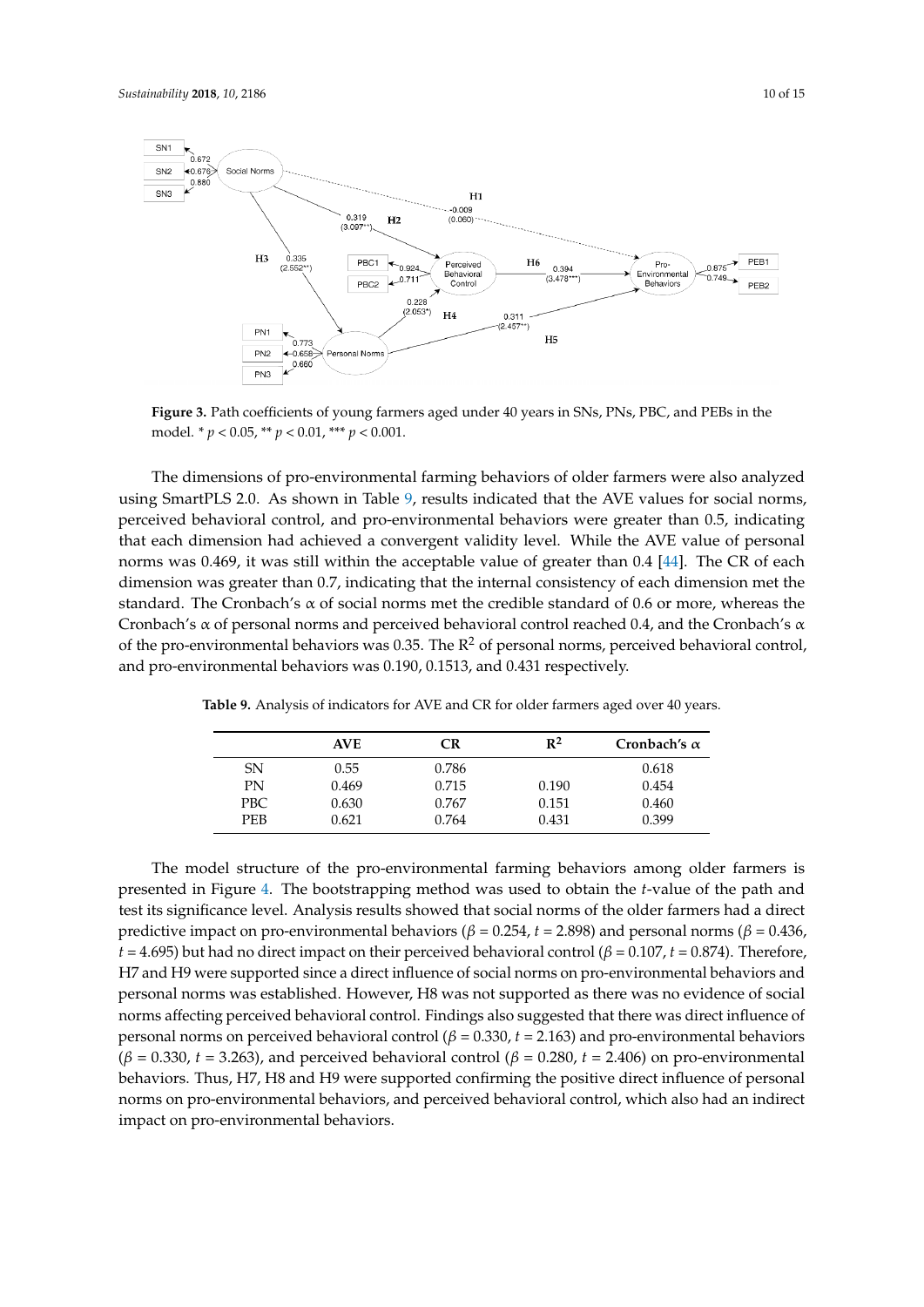**Figure 3.** Path coefficients of young farmers aged under 40 years in SNs, PNs, PBC, and PEBs in the model. * $p < 0.05$, ** $p < 0.01$, *** $p < 0.001$.

The dimensions of pro-environmental farming behaviors of older farmers were also analyzed using SmartPLS 2.0. As shown in Table 9, results indicated that the AVE values for social norms, perceived behavioral control, and pro-environmental behaviors were greater than 0.5, indicating that each dimension had achieved a convergent validity level. While the AVE value of personal norms was 0.469, it was still within the acceptable value of greater than 0.4 [44]. The CR of each dimension was greater than 0.7, indicating that the internal consistency of each dimension met the standard. The Cronbach's α of social norms met the credible standard of 0.6 or more, whereas the Cronbach's α of personal norms and perceived behavioral control reached 0.4, and the Cronbach's α of the pro-environmental behaviors was 0.35. The $R^2$ of personal norms, perceived behavioral control, and pro-environmental behaviors was 0.190, 0.1513, and 0.431 respectively.

**Table 9.** Analysis of indicators for AVE and CR for older farmers aged over 40 years.

| | AVE | CR | $R^2$ | Cronbach's α |
|---|---|---|---|---|
| SN | 0.55 | 0.786 | | 0.618 |
| PN | 0.469 | 0.715 | 0.190 | 0.454 |
| PBC | 0.630 | 0.767 | 0.151 | 0.460 |
| PEB | 0.621 | 0.764 | 0.431 | 0.399 |

The model structure of the pro-environmental farming behaviors among older farmers is presented in Figure 4. The bootstrapping method was used to obtain the *t*-value of the path and test its significance level. Analysis results showed that social norms of the older farmers had a direct predictive impact on pro-environmental behaviors ($\beta = 0.254$, $t = 2.898$) and personal norms ($\beta = 0.436$, $t = 4.695$) but had no direct impact on their perceived behavioral control ($\beta = 0.107$, $t = 0.874$). Therefore, H7 and H9 were supported since a direct influence of social norms on pro-environmental behaviors and personal norms was established. However, H8 was not supported as there was no evidence of social norms affecting perceived behavioral control. Findings also suggested that there was direct influence of personal norms on perceived behavioral control ($\beta = 0.330$, $t = 2.163$) and pro-environmental behaviors ($\beta = 0.330$, $t = 3.263$), and perceived behavioral control ($\beta = 0.280$, $t = 2.406$) on pro-environmental behaviors. Thus, H7, H8 and H9 were supported confirming the positive direct influence of personal norms on pro-environmental behaviors, and perceived behavioral control, which also had an indirect impact on pro-environmental behaviors.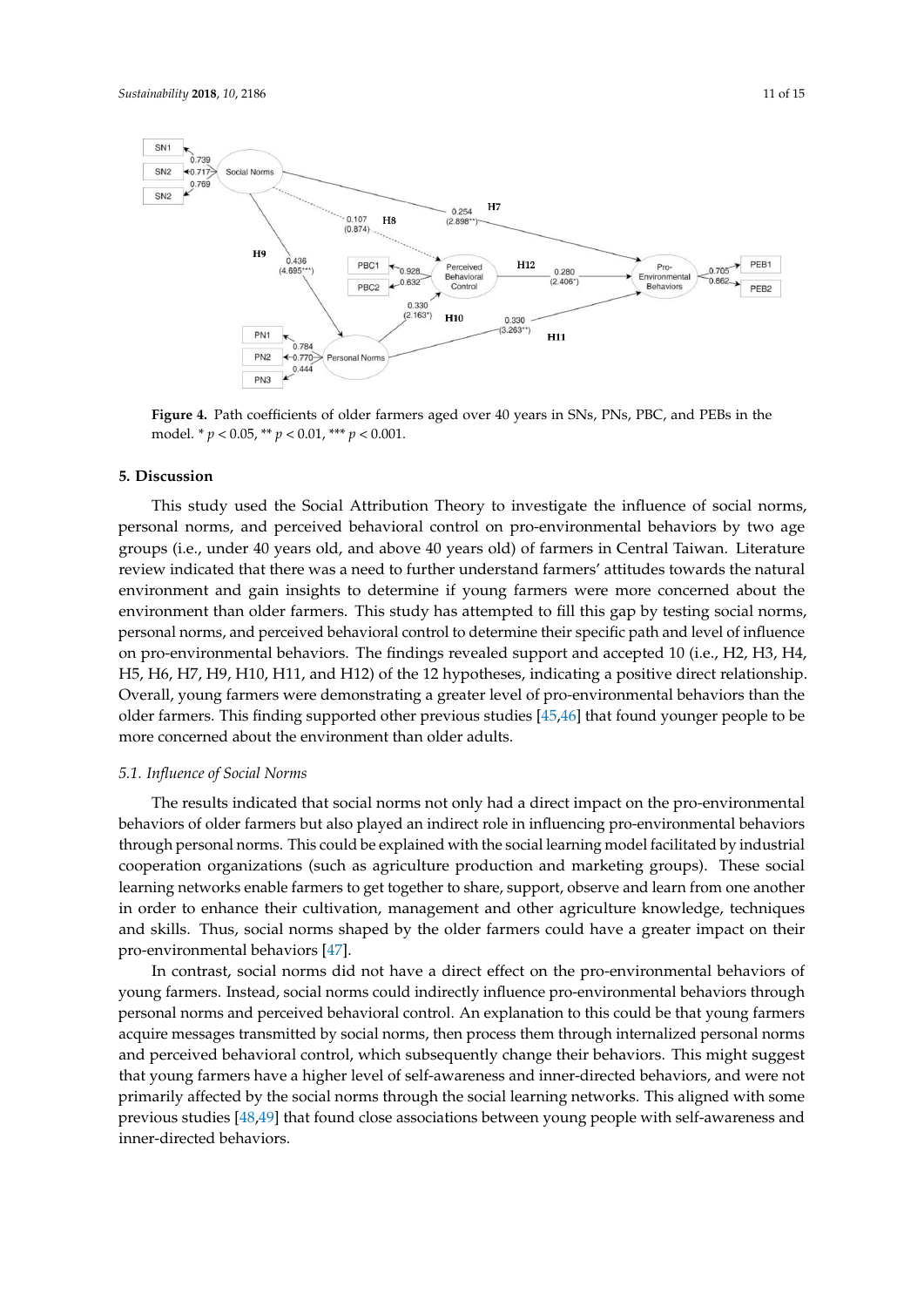Figure 4. Path coefficients of older farmers aged over 40 years in SNs, PNs, PBC, and PEBs in the model. * $p < 0.05$, ** $p < 0.01$, *** $p < 0.001$.

## 5. Discussion

This study used the Social Attribution Theory to investigate the influence of social norms, personal norms, and perceived behavioral control on pro-environmental behaviors by two age groups (i.e., under 40 years old, and above 40 years old) of farmers in Central Taiwan. Literature review indicated that there was a need to further understand farmers' attitudes towards the natural environment and gain insights to determine if young farmers were more concerned about the environment than older farmers. This study has attempted to fill this gap by testing social norms, personal norms, and perceived behavioral control to determine their specific path and level of influence on pro-environmental behaviors. The findings revealed support and accepted 10 (i.e., H2, H3, H4, H5, H6, H7, H9, H10, H11, and H12) of the 12 hypotheses, indicating a positive direct relationship. Overall, young farmers were demonstrating a greater level of pro-environmental behaviors than the older farmers. This finding supported other previous studies [45,46] that found younger people to be more concerned about the environment than older adults.

### 5.1. Influence of Social Norms

The results indicated that social norms not only had a direct impact on the pro-environmental behaviors of older farmers but also played an indirect role in influencing pro-environmental behaviors through personal norms. This could be explained with the social learning model facilitated by industrial cooperation organizations (such as agriculture production and marketing groups). These social learning networks enable farmers to get together to share, support, observe and learn from one another in order to enhance their cultivation, management and other agriculture knowledge, techniques and skills. Thus, social norms shaped by the older farmers could have a greater impact on their pro-environmental behaviors [47].

In contrast, social norms did not have a direct effect on the pro-environmental behaviors of young farmers. Instead, social norms could indirectly influence pro-environmental behaviors through personal norms and perceived behavioral control. An explanation to this could be that young farmers acquire messages transmitted by social norms, then process them through internalized personal norms and perceived behavioral control, which subsequently change their behaviors. This might suggest that young farmers have a higher level of self-awareness and inner-directed behaviors, and were not primarily affected by the social norms through the social learning networks. This aligned with some previous studies [48,49] that found close associations between young people with self-awareness and inner-directed behaviors.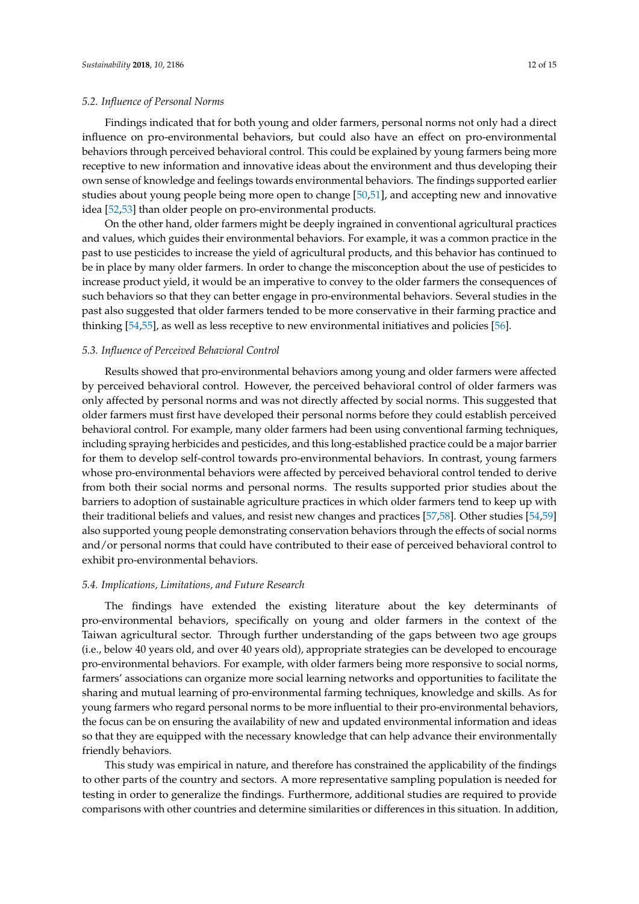### 5.2. Influence of Personal Norms

Findings indicated that for both young and older farmers, personal norms not only had a direct influence on pro-environmental behaviors, but could also have an effect on pro-environmental behaviors through perceived behavioral control. This could be explained by young farmers being more receptive to new information and innovative ideas about the environment and thus developing their own sense of knowledge and feelings towards environmental behaviors. The findings supported earlier studies about young people being more open to change [50,51], and accepting new and innovative idea [52,53] than older people on pro-environmental products.

On the other hand, older farmers might be deeply ingrained in conventional agricultural practices and values, which guides their environmental behaviors. For example, it was a common practice in the past to use pesticides to increase the yield of agricultural products, and this behavior has continued to be in place by many older farmers. In order to change the misconception about the use of pesticides to increase product yield, it would be an imperative to convey to the older farmers the consequences of such behaviors so that they can better engage in pro-environmental behaviors. Several studies in the past also suggested that older farmers tended to be more conservative in their farming practice and thinking [54,55], as well as less receptive to new environmental initiatives and policies [56].

### 5.3. Influence of Perceived Behavioral Control

Results showed that pro-environmental behaviors among young and older farmers were affected by perceived behavioral control. However, the perceived behavioral control of older farmers was only affected by personal norms and was not directly affected by social norms. This suggested that older farmers must first have developed their personal norms before they could establish perceived behavioral control. For example, many older farmers had been using conventional farming techniques, including spraying herbicides and pesticides, and this long-established practice could be a major barrier for them to develop self-control towards pro-environmental behaviors. In contrast, young farmers whose pro-environmental behaviors were affected by perceived behavioral control tended to derive from both their social norms and personal norms. The results supported prior studies about the barriers to adoption of sustainable agriculture practices in which older farmers tend to keep up with their traditional beliefs and values, and resist new changes and practices [57,58]. Other studies [54,59] also supported young people demonstrating conservation behaviors through the effects of social norms and/or personal norms that could have contributed to their ease of perceived behavioral control to exhibit pro-environmental behaviors.

### 5.4. Implications, Limitations, and Future Research

The findings have extended the existing literature about the key determinants of pro-environmental behaviors, specifically on young and older farmers in the context of the Taiwan agricultural sector. Through further understanding of the gaps between two age groups (i.e., below 40 years old, and over 40 years old), appropriate strategies can be developed to encourage pro-environmental behaviors. For example, with older farmers being more responsive to social norms, farmers' associations can organize more social learning networks and opportunities to facilitate the sharing and mutual learning of pro-environmental farming techniques, knowledge and skills. As for young farmers who regard personal norms to be more influential to their pro-environmental behaviors, the focus can be on ensuring the availability of new and updated environmental information and ideas so that they are equipped with the necessary knowledge that can help advance their environmentally friendly behaviors.

This study was empirical in nature, and therefore has constrained the applicability of the findings to other parts of the country and sectors. A more representative sampling population is needed for testing in order to generalize the findings. Furthermore, additional studies are required to provide comparisons with other countries and determine similarities or differences in this situation. In addition,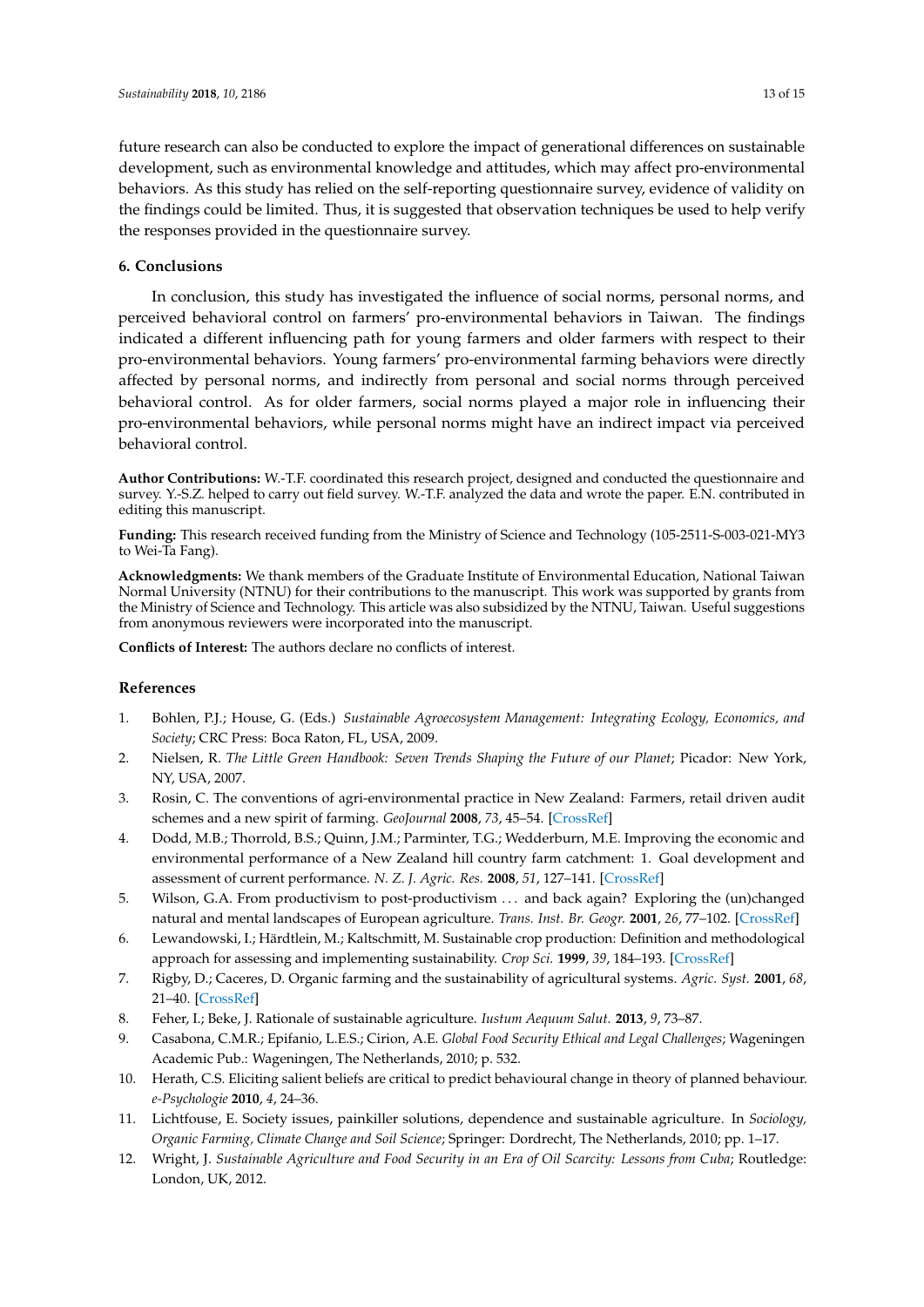future research can also be conducted to explore the impact of generational differences on sustainable development, such as environmental knowledge and attitudes, which may affect pro-environmental behaviors. As this study has relied on the self-reporting questionnaire survey, evidence of validity on the findings could be limited. Thus, it is suggested that observation techniques be used to help verify the responses provided in the questionnaire survey.

## 6. Conclusions

In conclusion, this study has investigated the influence of social norms, personal norms, and perceived behavioral control on farmers' pro-environmental behaviors in Taiwan. The findings indicated a different influencing path for young farmers and older farmers with respect to their pro-environmental behaviors. Young farmers' pro-environmental farming behaviors were directly affected by personal norms, and indirectly from personal and social norms through perceived behavioral control. As for older farmers, social norms played a major role in influencing their pro-environmental behaviors, while personal norms might have an indirect impact via perceived behavioral control.

**Author Contributions:** W.-T.F. coordinated this research project, designed and conducted the questionnaire and survey. Y.-S.Z. helped to carry out field survey. W.-T.F. analyzed the data and wrote the paper. E.N. contributed in editing this manuscript.

**Funding:** This research received funding from the Ministry of Science and Technology (105-2511-S-003-021-MY3 to Wei-Ta Fang).

**Acknowledgments:** We thank members of the Graduate Institute of Environmental Education, National Taiwan Normal University (NTNU) for their contributions to the manuscript. This work was supported by grants from the Ministry of Science and Technology. This article was also subsidized by the NTNU, Taiwan. Useful suggestions from anonymous reviewers were incorporated into the manuscript.

**Conflicts of Interest:** The authors declare no conflicts of interest.

## References

1. Bohlen, P.J.; House, G. (Eds.) *Sustainable Agroecosystem Management: Integrating Ecology, Economics, and Society*; CRC Press: Boca Raton, FL, USA, 2009.
2. Nielsen, R. *The Little Green Handbook: Seven Trends Shaping the Future of our Planet*; Picador: New York, NY, USA, 2007.
3. Rosin, C. The conventions of agri-environmental practice in New Zealand: Farmers, retail driven audit schemes and a new spirit of farming. *GeoJournal* **2008**, *73*, 45–54. [CrossRef]
4. Dodd, M.B.; Thorrold, B.S.; Quinn, J.M.; Parminter, T.G.; Wedderburn, M.E. Improving the economic and environmental performance of a New Zealand hill country farm catchment: 1. Goal development and assessment of current performance. *N. Z. J. Agric. Res.* **2008**, *51*, 127–141. [CrossRef]
5. Wilson, G.A. From productivism to post-productivism ... and back again? Exploring the (un)changed natural and mental landscapes of European agriculture. *Trans. Inst. Br. Geogr.* **2001**, *26*, 77–102. [CrossRef]
6. Lewandowski, I.; Härdtlein, M.; Kaltschmitt, M. Sustainable crop production: Definition and methodological approach for assessing and implementing sustainability. *Crop Sci.* **1999**, *39*, 184–193. [CrossRef]
7. Rigby, D.; Caceres, D. Organic farming and the sustainability of agricultural systems. *Agric. Syst.* **2001**, *68*, 21–40. [CrossRef]
8. Feher, I.; Beke, J. Rationale of sustainable agriculture. *Iustum Aequum Salut.* **2013**, *9*, 73–87.
9. Casabona, C.M.R.; Epifanio, L.E.S.; Cirion, A.E. *Global Food Security Ethical and Legal Challenges*; Wageningen Academic Pub.: Wageningen, The Netherlands, 2010; p. 532.
10. Herath, C.S. Eliciting salient beliefs are critical to predict behavioural change in theory of planned behaviour. *e-Psychologie* **2010**, *4*, 24–36.
11. Lichtfouse, E. Society issues, painkiller solutions, dependence and sustainable agriculture. In *Sociology, Organic Farming, Climate Change and Soil Science*; Springer: Dordrecht, The Netherlands, 2010; pp. 1–17.
12. Wright, J. *Sustainable Agriculture and Food Security in an Era of Oil Scarcity: Lessons from Cuba*; Routledge: London, UK, 2012.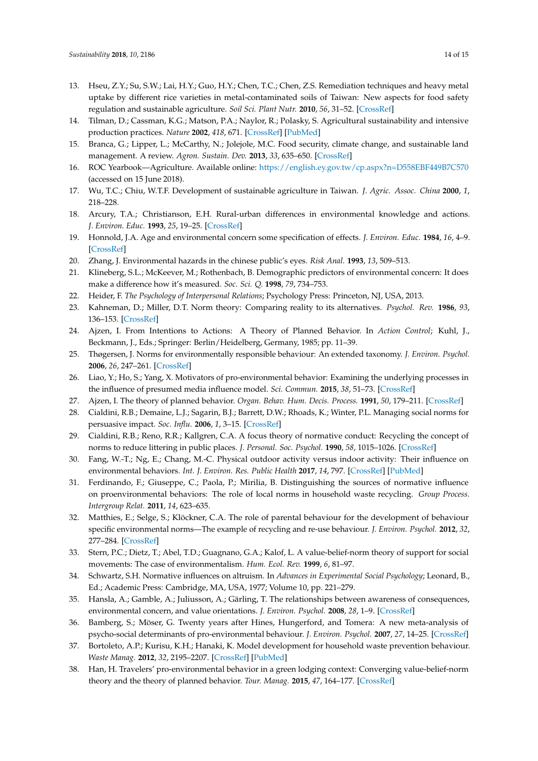13. Hseu, Z.Y.; Su, S.W.; Lai, H.Y.; Guo, H.Y.; Chen, T.C.; Chen, Z.S. Remediation techniques and heavy metal uptake by different rice varieties in metal-contaminated soils of Taiwan: New aspects for food safety regulation and sustainable agriculture. *Soil Sci. Plant Nutr.* **2010**, *56*, 31–52. [CrossRef]
14. Tilman, D.; Cassman, K.G.; Matson, P.A.; Naylor, R.; Polasky, S. Agricultural sustainability and intensive production practices. *Nature* **2002**, *418*, 671. [CrossRef] [PubMed]
15. Branca, G.; Lipper, L.; McCarthy, N.; Jolejole, M.C. Food security, climate change, and sustainable land management. A review. *Agron. Sustain. Dev.* **2013**, *33*, 635–650. [CrossRef]
16. ROC Yearbook—Agriculture. Available online: https://english.ey.gov.tw/cp.aspx?n=D558EBF449B7C570 (accessed on 15 June 2018).
17. Wu, T.C.; Chiu, W.T.F. Development of sustainable agriculture in Taiwan. *J. Agric. Assoc. China* **2000**, *1*, 218–228.
18. Arcury, T.A.; Christianson, E.H. Rural-urban differences in environmental knowledge and actions. *J. Environ. Educ.* **1993**, *25*, 19–25. [CrossRef]
19. Honnold, J.A. Age and environmental concern some specification of effects. *J. Environ. Educ.* **1984**, *16*, 4–9. [CrossRef]
20. Zhang, J. Environmental hazards in the chinese public's eyes. *Risk Anal.* **1993**, *13*, 509–513.
21. Klineberg, S.L.; McKeever, M.; Rothenbach, B. Demographic predictors of environmental concern: It does make a difference how it's measured. *Soc. Sci. Q.* **1998**, *79*, 734–753.
22. Heider, F. *The Psychology of Interpersonal Relations*; Psychology Press: Princeton, NJ, USA, 2013.
23. Kahneman, D.; Miller, D.T. Norm theory: Comparing reality to its alternatives. *Psychol. Rev.* **1986**, *93*, 136–153. [CrossRef]
24. Ajzen, I. From Intentions to Actions: A Theory of Planned Behavior. In *Action Control*; Kuhl, J., Beckmann, J., Eds.; Springer: Berlin/Heidelberg, Germany, 1985; pp. 11–39.
25. Thøgersen, J. Norms for environmentally responsible behaviour: An extended taxonomy. *J. Environ. Psychol.* **2006**, *26*, 247–261. [CrossRef]
26. Liao, Y.; Ho, S.; Yang, X. Motivators of pro-environmental behavior: Examining the underlying processes in the influence of presumed media influence model. *Sci. Commun.* **2015**, *38*, 51–73. [CrossRef]
27. Ajzen, I. The theory of planned behavior. *Organ. Behav. Hum. Decis. Process.* **1991**, *50*, 179–211. [CrossRef]
28. Cialdini, R.B.; Demaine, L.J.; Sagarin, B.J.; Barrett, D.W.; Rhoads, K.; Winter, P.L. Managing social norms for persuasive impact. *Soc. Influ.* **2006**, *1*, 3–15. [CrossRef]
29. Cialdini, R.B.; Reno, R.R.; Kallgren, C.A. A focus theory of normative conduct: Recycling the concept of norms to reduce littering in public places. *J. Personal. Soc. Psychol.* **1990**, *58*, 1015–1026. [CrossRef]
30. Fang, W.-T.; Ng, E.; Chang, M.-C. Physical outdoor activity versus indoor activity: Their influence on environmental behaviors. *Int. J. Environ. Res. Public Health* **2017**, *14*, 797. [CrossRef] [PubMed]
31. Ferdinando, F.; Giuseppe, C.; Paola, P.; Mirilia, B. Distinguishing the sources of normative influence on proenvironmental behaviors: The role of local norms in household waste recycling. *Group Process. Intergroup Relat.* **2011**, *14*, 623–635.
32. Matthies, E.; Selge, S.; Klöckner, C.A. The role of parental behaviour for the development of behaviour specific environmental norms—The example of recycling and re-use behaviour. *J. Environ. Psychol.* **2012**, *32*, 277–284. [CrossRef]
33. Stern, P.C.; Dietz, T.; Abel, T.D.; Guagnano, G.A.; Kalof, L. A value-belief-norm theory of support for social movements: The case of environmentalism. *Hum. Ecol. Rev.* **1999**, *6*, 81–97.
34. Schwartz, S.H. Normative influences on altruism. In *Advances in Experimental Social Psychology*; Leonard, B., Ed.; Academic Press: Cambridge, MA, USA, 1977; Volume 10, pp. 221–279.
35. Hansla, A.; Gamble, A.; Juliusson, A.; Gärling, T. The relationships between awareness of consequences, environmental concern, and value orientations. *J. Environ. Psychol.* **2008**, *28*, 1–9. [CrossRef]
36. Bamberg, S.; Möser, G. Twenty years after Hines, Hungerford, and Tomera: A new meta-analysis of psycho-social determinants of pro-environmental behaviour. *J. Environ. Psychol.* **2007**, *27*, 14–25. [CrossRef]
37. Bortoleto, A.P.; Kurisu, K.H.; Hanaki, K. Model development for household waste prevention behaviour. *Waste Manag.* **2012**, *32*, 2195–2207. [CrossRef] [PubMed]
38. Han, H. Travelers' pro-environmental behavior in a green lodging context: Converging value-belief-norm theory and the theory of planned behavior. *Tour. Manag.* **2015**, *47*, 164–177. [CrossRef]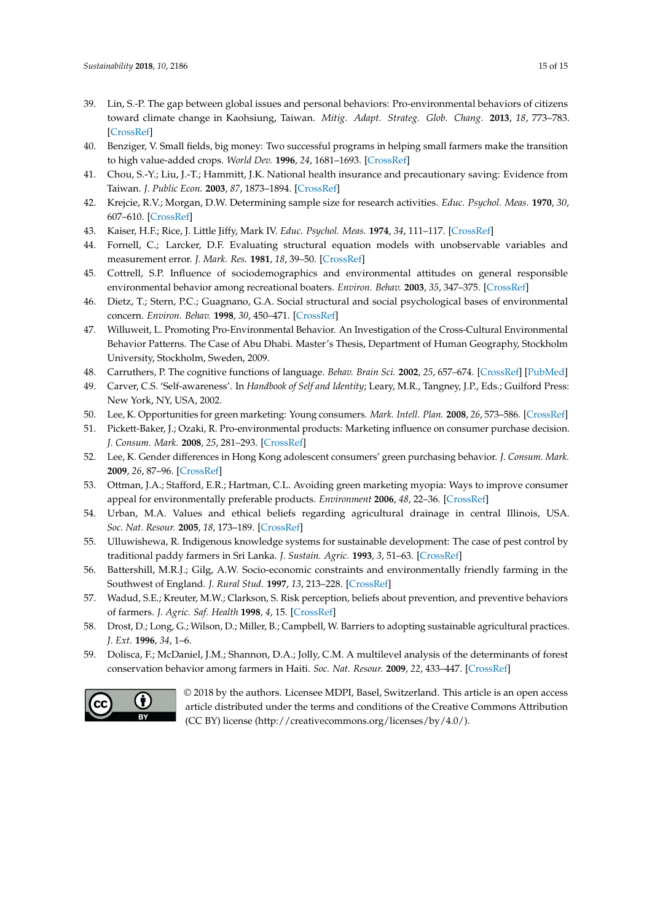39. Lin, S.-P. The gap between global issues and personal behaviors: Pro-environmental behaviors of citizens toward climate change in Kaohsiung, Taiwan. *Mitig. Adapt. Strateg. Glob. Chang.* **2013**, *18*, 773–783. [CrossRef]
40. Benziger, V. Small fields, big money: Two successful programs in helping small farmers make the transition to high value-added crops. *World Dev.* **1996**, *24*, 1681–1693. [CrossRef]
41. Chou, S.-Y.; Liu, J.-T.; Hammitt, J.K. National health insurance and precautionary saving: Evidence from Taiwan. *J. Public Econ.* **2003**, *87*, 1873–1894. [CrossRef]
42. Krejcie, R.V.; Morgan, D.W. Determining sample size for research activities. *Educ. Psychol. Meas.* **1970**, *30*, 607–610. [CrossRef]
43. Kaiser, H.F.; Rice, J. Little Jiffy, Mark IV. *Educ. Psychol. Meas.* **1974**, *34*, 111–117. [CrossRef]
44. Fornell, C.; Larcker, D.F. Evaluating structural equation models with unobservable variables and measurement error. *J. Mark. Res.* **1981**, *18*, 39–50. [CrossRef]
45. Cottrell, S.P. Influence of sociodemographics and environmental attitudes on general responsible environmental behavior among recreational boaters. *Environ. Behav.* **2003**, *35*, 347–375. [CrossRef]
46. Dietz, T.; Stern, P.C.; Guagnano, G.A. Social structural and social psychological bases of environmental concern. *Environ. Behav.* **1998**, *30*, 450–471. [CrossRef]
47. Willuweit, L. Promoting Pro-Environmental Behavior. An Investigation of the Cross-Cultural Environmental Behavior Patterns. The Case of Abu Dhabi. Master's Thesis, Department of Human Geography, Stockholm University, Stockholm, Sweden, 2009.
48. Carruthers, P. The cognitive functions of language. *Behav. Brain Sci.* **2002**, *25*, 657–674. [CrossRef] [PubMed]
49. Carver, C.S. 'Self-awareness'. In *Handbook of Self and Identity*; Leary, M.R., Tangney, J.P., Eds.; Guilford Press: New York, NY, USA, 2002.
50. Lee, K. Opportunities for green marketing: Young consumers. *Mark. Intell. Plan.* **2008**, *26*, 573–586. [CrossRef]
51. Pickett-Baker, J.; Ozaki, R. Pro-environmental products: Marketing influence on consumer purchase decision. *J. Consum. Mark.* **2008**, *25*, 281–293. [CrossRef]
52. Lee, K. Gender differences in Hong Kong adolescent consumers' green purchasing behavior. *J. Consum. Mark.* **2009**, *26*, 87–96. [CrossRef]
53. Ottman, J.A.; Stafford, E.R.; Hartman, C.L. Avoiding green marketing myopia: Ways to improve consumer appeal for environmentally preferable products. *Environment* **2006**, *48*, 22–36. [CrossRef]
54. Urban, M.A. Values and ethical beliefs regarding agricultural drainage in central Illinois, USA. *Soc. Nat. Resour.* **2005**, *18*, 173–189. [CrossRef]
55. Ulluwishewa, R. Indigenous knowledge systems for sustainable development: The case of pest control by traditional paddy farmers in Sri Lanka. *J. Sustain. Agric.* **1993**, *3*, 51–63. [CrossRef]
56. Battershill, M.R.J.; Gilg, A.W. Socio-economic constraints and environmentally friendly farming in the Southwest of England. *J. Rural Stud.* **1997**, *13*, 213–228. [CrossRef]
57. Wadud, S.E.; Kreuter, M.W.; Clarkson, S. Risk perception, beliefs about prevention, and preventive behaviors of farmers. *J. Agric. Saf. Health* **1998**, *4*, 15. [CrossRef]
58. Drost, D.; Long, G.; Wilson, D.; Miller, B.; Campbell, W. Barriers to adopting sustainable agricultural practices. *J. Ext.* **1996**, *34*, 1–6.
59. Dolisca, F.; McDaniel, J.M.; Shannon, D.A.; Jolly, C.M. A multilevel analysis of the determinants of forest conservation behavior among farmers in Haiti. *Soc. Nat. Resour.* **2009**, *22*, 433–447. [CrossRef]

© 2018 by the authors. Licensee MDPI, Basel, Switzerland. This article is an open access article distributed under the terms and conditions of the Creative Commons Attribution (CC BY) license (http://creativecommons.org/licenses/by/4.0/).